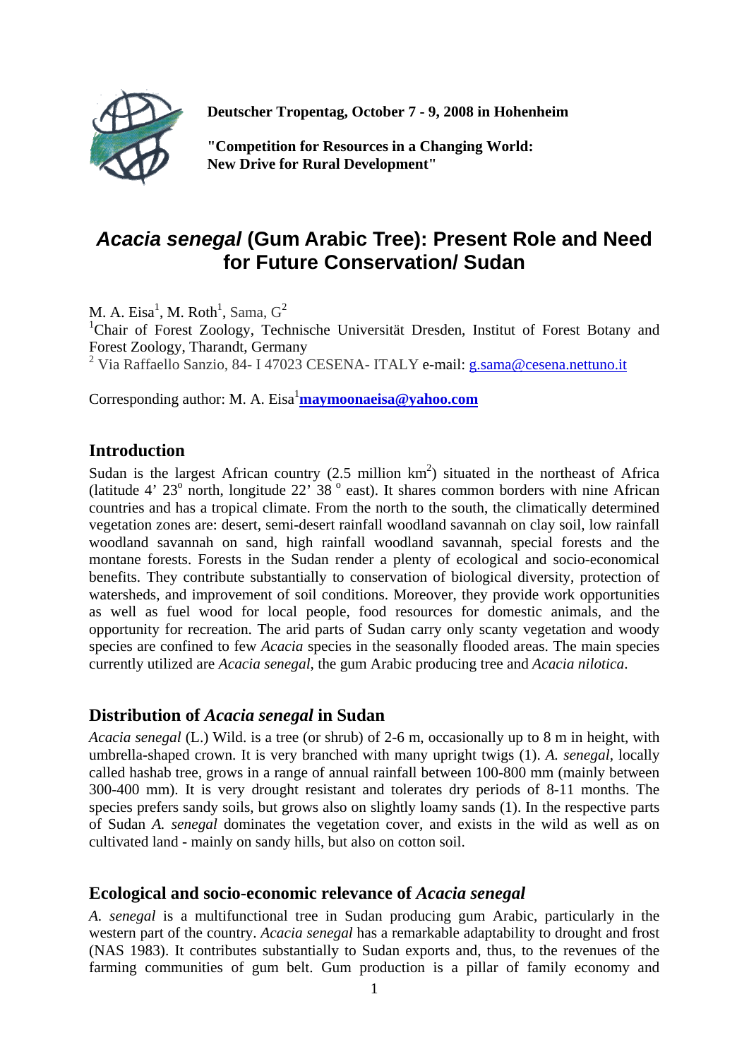**Deutscher Tropentag, October 7 - 9, 2008 in Hohenheim**

**"Competition for Resources in a Changing World: New Drive for Rural Development"**

# *Acacia senegal* (Gum Arabic Tree): Present Role and Need for Future Conservation/ Sudan

M. A. Eisa[1], M. Roth[1], Sama, G[2]

[1]Chair of Forest Zoology, Technische Universität Dresden, Institut of Forest Botany and Forest Zoology, Tharandt, Germany

[2] Via Raffaello Sanzio, 84- I 47023 CESENA- ITALY e-mail: g.sama@cesena.nettuno.it

Corresponding author: M. A. Eisa[1]**maymoonaeisa@yahoo.com**

## Introduction

Sudan is the largest African country (2.5 million km$^2$) situated in the northeast of Africa (latitude 4' 23$^o$ north, longitude 22' 38 $^o$ east). It shares common borders with nine African countries and has a tropical climate. From the north to the south, the climatically determined vegetation zones are: desert, semi-desert rainfall woodland savannah on clay soil, low rainfall woodland savannah on sand, high rainfall woodland savannah, special forests and the montane forests. Forests in the Sudan render a plenty of ecological and socio-economical benefits. They contribute substantially to conservation of biological diversity, protection of watersheds, and improvement of soil conditions. Moreover, they provide work opportunities as well as fuel wood for local people, food resources for domestic animals, and the opportunity for recreation. The arid parts of Sudan carry only scanty vegetation and woody species are confined to few *Acacia* species in the seasonally flooded areas. The main species currently utilized are *Acacia senegal*, the gum Arabic producing tree and *Acacia nilotica*.

## Distribution of *Acacia senegal* in Sudan

*Acacia senegal* (L.) Wild. is a tree (or shrub) of 2-6 m, occasionally up to 8 m in height, with umbrella-shaped crown. It is very branched with many upright twigs (1). *A. senegal*, locally called hashab tree, grows in a range of annual rainfall between 100-800 mm (mainly between 300-400 mm). It is very drought resistant and tolerates dry periods of 8-11 months. The species prefers sandy soils, but grows also on slightly loamy sands (1). In the respective parts of Sudan *A. senegal* dominates the vegetation cover, and exists in the wild as well as on cultivated land - mainly on sandy hills, but also on cotton soil.

## Ecological and socio-economic relevance of *Acacia senegal*

*A. senegal* is a multifunctional tree in Sudan producing gum Arabic, particularly in the western part of the country. *Acacia senegal* has a remarkable adaptability to drought and frost (NAS 1983). It contributes substantially to Sudan exports and, thus, to the revenues of the farming communities of gum belt. Gum production is a pillar of family economy and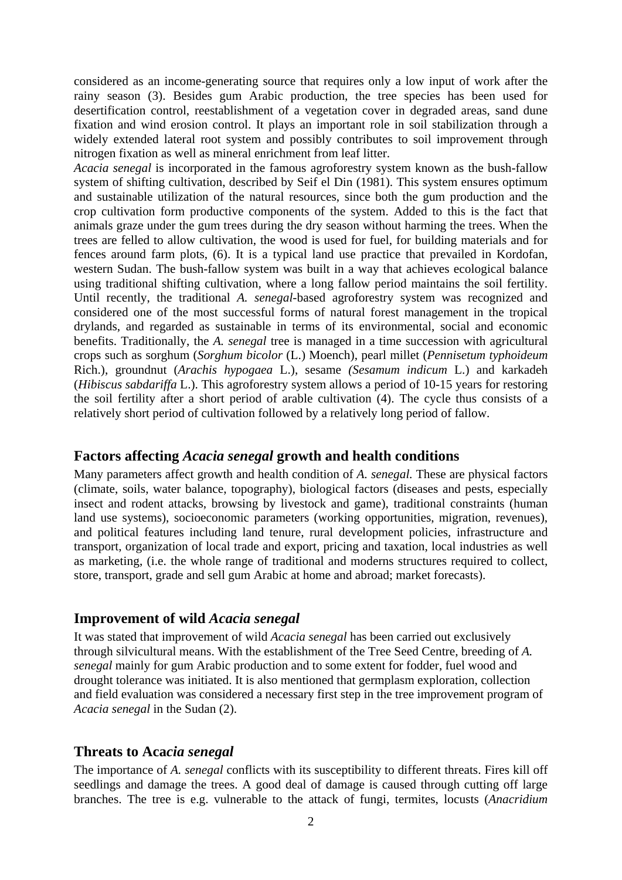considered as an income-generating source that requires only a low input of work after the rainy season (3). Besides gum Arabic production, the tree species has been used for desertification control, reestablishment of a vegetation cover in degraded areas, sand dune fixation and wind erosion control. It plays an important role in soil stabilization through a widely extended lateral root system and possibly contributes to soil improvement through nitrogen fixation as well as mineral enrichment from leaf litter.

*Acacia senegal* is incorporated in the famous agroforestry system known as the bush-fallow system of shifting cultivation, described by Seif el Din (1981). This system ensures optimum and sustainable utilization of the natural resources, since both the gum production and the crop cultivation form productive components of the system. Added to this is the fact that animals graze under the gum trees during the dry season without harming the trees. When the trees are felled to allow cultivation, the wood is used for fuel, for building materials and for fences around farm plots, (6). It is a typical land use practice that prevailed in Kordofan, western Sudan. The bush-fallow system was built in a way that achieves ecological balance using traditional shifting shifting cultivation, where a long fallow period maintains the soil fertility. Until recently, the traditional *A. senegal*-based agroforestry system was recognized and considered one of the most successful forms of natural forest management in the tropical drylands, and regarded as sustainable in terms of its environmental, social and economic benefits. Traditionally, the *A. senegal* tree is managed in a time succession with agricultural crops such as sorghum (*Sorghum bicolor* (L.) Moench), pearl millet (*Pennisetum typhoideum* Rich.), groundnut (*Arachis hypogaea* L.), sesame *(Sesamum indicum* L.) and karkadeh (*Hibiscus sabdariffa* L.). This agroforestry system allows a period of 10-15 years for restoring the soil fertility after a short period of arable cultivation (4). The cycle thus consists of a relatively short period of cultivation followed by a relatively long period of fallow.

## Factors affecting *Acacia senegal* growth and health conditions

Many parameters affect growth and health condition of *A. senegal.* These are physical factors (climate, soils, water balance, topography), biological factors (diseases and pests, especially insect and rodent attacks, browsing by livestock and game), traditional constraints (human land use systems), socioeconomic parameters (working opportunities, migration, revenues), and political features including land tenure, rural development policies, infrastructure and transport, organization of local trade and export, pricing and taxation, local industries as well as marketing, (i.e. the whole range of traditional and moderns structures required to collect, store, transport, grade and sell gum Arabic at home and abroad; market forecasts).

## Improvement of wild *Acacia senegal*

It was stated that improvement of wild *Acacia senegal* has been carried out exclusively through silvicultural means. With the establishment of the Tree Seed Centre, breeding of *A. senegal* mainly for gum Arabic production and to some extent for fodder, fuel wood and drought tolerance was initiated. It is also mentioned that germplasm exploration, collection and field evaluation was considered a necessary first step in the tree improvement program of *Acacia senegal* in the Sudan (2).

## Threats to Aca*cia senegal*

The importance of *A. senegal* conflicts with its susceptibility to different threats. Fires kill off seedlings and damage the trees. A good deal of damage is caused through cutting off large branches. The tree is e.g. vulnerable to the attack of fungi, termites, locusts (*Anacridium*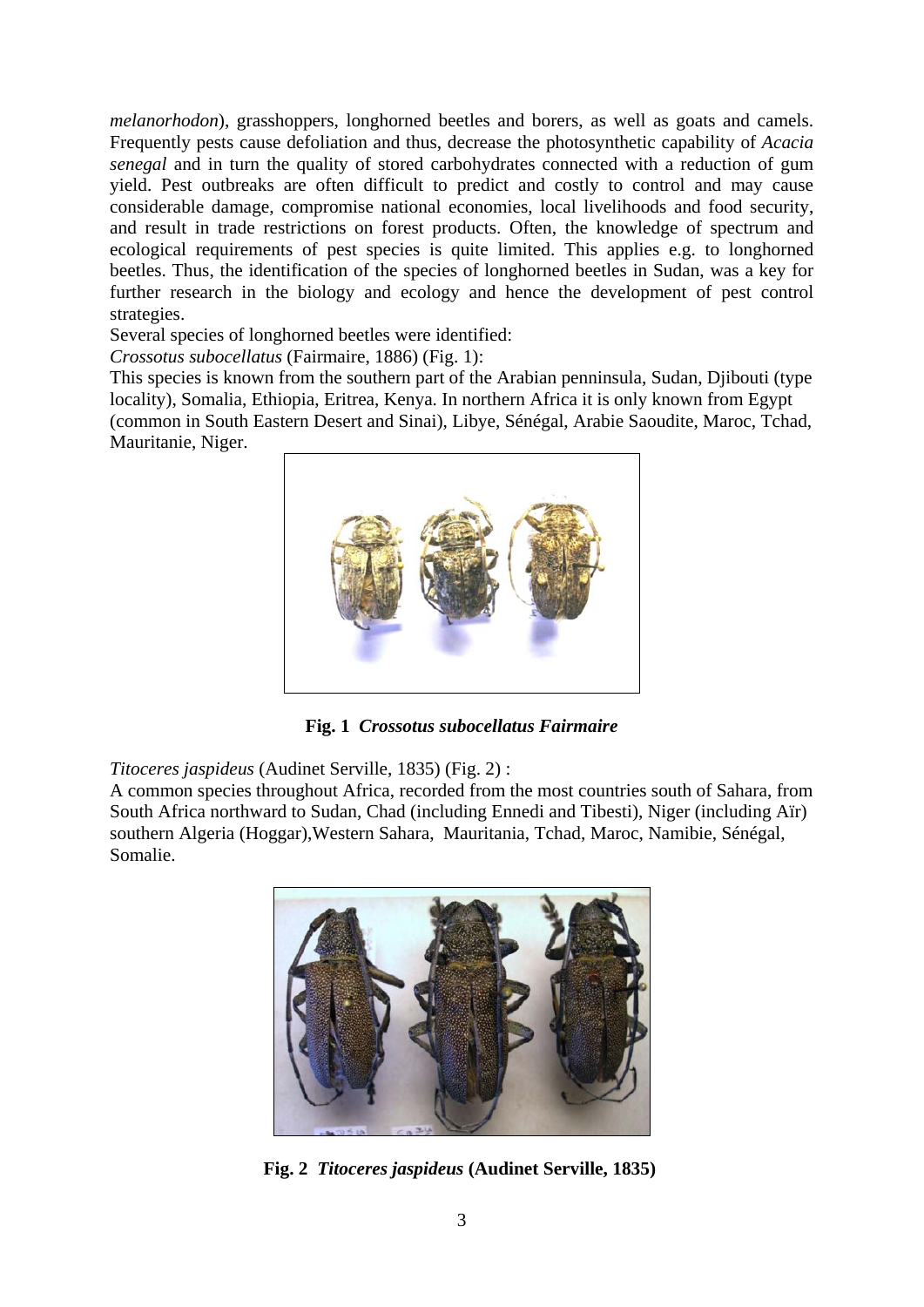*melanorhodon*), grasshoppers, longhorned beetles and borers, as well as goats and camels. Frequently pests cause defoliation and thus, decrease the photosynthetic capability of *Acacia senegal* and in turn the quality of stored carbohydrates connected with a reduction of gum yield. Pest outbreaks are often difficult to predict and costly to control and may cause considerable damage, compromise national economies, local livelihoods and food security, and result in trade restrictions on forest products. Often, the knowledge of spectrum and ecological requirements of pest species is quite limited. This applies e.g. to longhorned beetles. Thus, the identification of the species of longhorned beetles in Sudan, was a key for further research in the biology and ecology and hence the development of pest control strategies.

Several species of longhorned beetles were identified:

*Crossotus subocellatus* (Fairmaire, 1886) (Fig. 1):

This species is known from the southern part of the Arabian penninsula, Sudan, Djibouti (type locality), Somalia, Ethiopia, Eritrea, Kenya. In northern Africa it is only known from Egypt (common in South Eastern Desert and Sinai), Libye, Sénégal, Arabie Saoudite, Maroc, Tchad, Mauritanie, Niger.

**Fig. 1** ***Crossotus subocellatus Fairmaire***

*Titoceres jaspideus* (Audinet Serville, 1835) (Fig. 2) :

A common species throughout Africa, recorded from the most countries south of Sahara, from South Africa northward to Sudan, Chad (including Ennedi and Tibesti), Niger (including Aïr) southern Algeria (Hoggar),Western Sahara, Mauritania, Tchad, Maroc, Namibie, Sénégal, Somalie.

**Fig. 2** ***Titoceres jaspideus*** **(Audinet Serville, 1835)**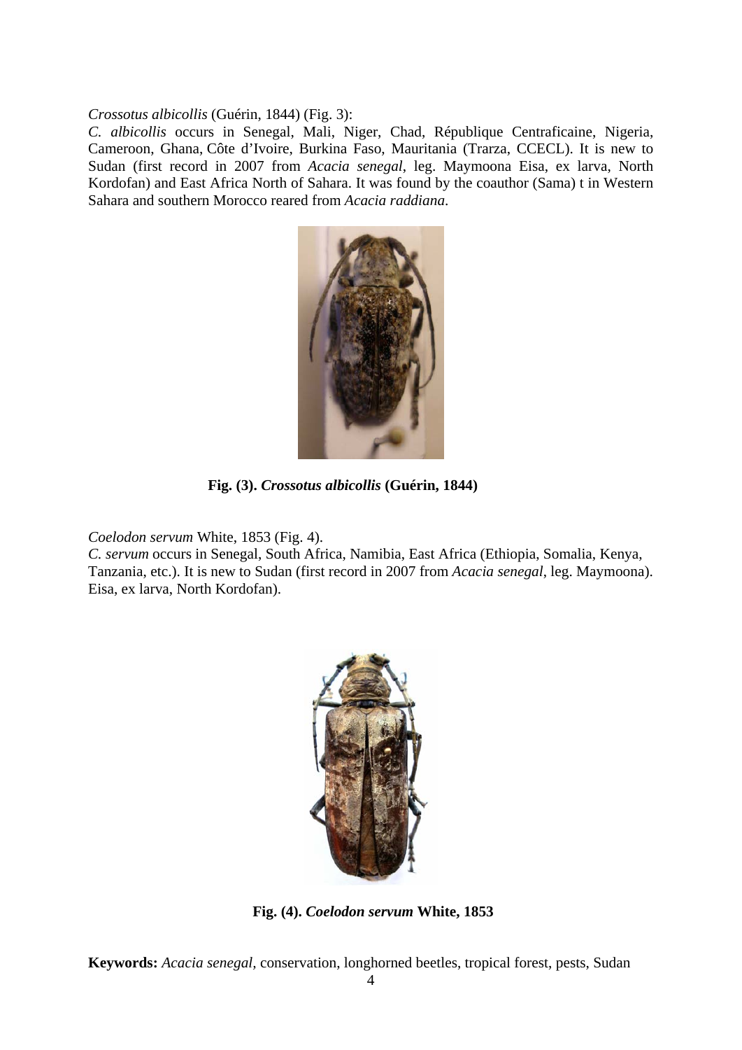*Crossotus albicollis* (Guérin, 1844) (Fig. 3):

*C. albicollis* occurs in Senegal, Mali, Niger, Chad, République Centraficaine, Nigeria, Cameroon, Ghana, Côte d'Ivoire, Burkina Faso, Mauritania (Trarza, CCECL). It is new to Sudan (first record in 2007 from *Acacia senegal*, leg. Maymoona Eisa, ex larva, North Kordofan) and East Africa North of Sahara. It was found by the coauthor (Sama) t in Western Sahara and southern Morocco reared from *Acacia raddiana*.

**Fig. (3).** ***Crossotus albicollis*** **(Guérin, 1844)**

*Coelodon servum* White, 1853 (Fig. 4).

*C. servum* occurs in Senegal, South Africa, Namibia, East Africa (Ethiopia, Somalia, Kenya, Tanzania, etc.). It is new to Sudan (first record in 2007 from *Acacia senegal*, leg. Maymoona). Eisa, ex larva, North Kordofan).

**Fig. (4).** ***Coelodon servum*** **White, 1853**

**Keywords:** *Acacia senegal*, conservation, longhorned beetles, tropical forest, pests, Sudan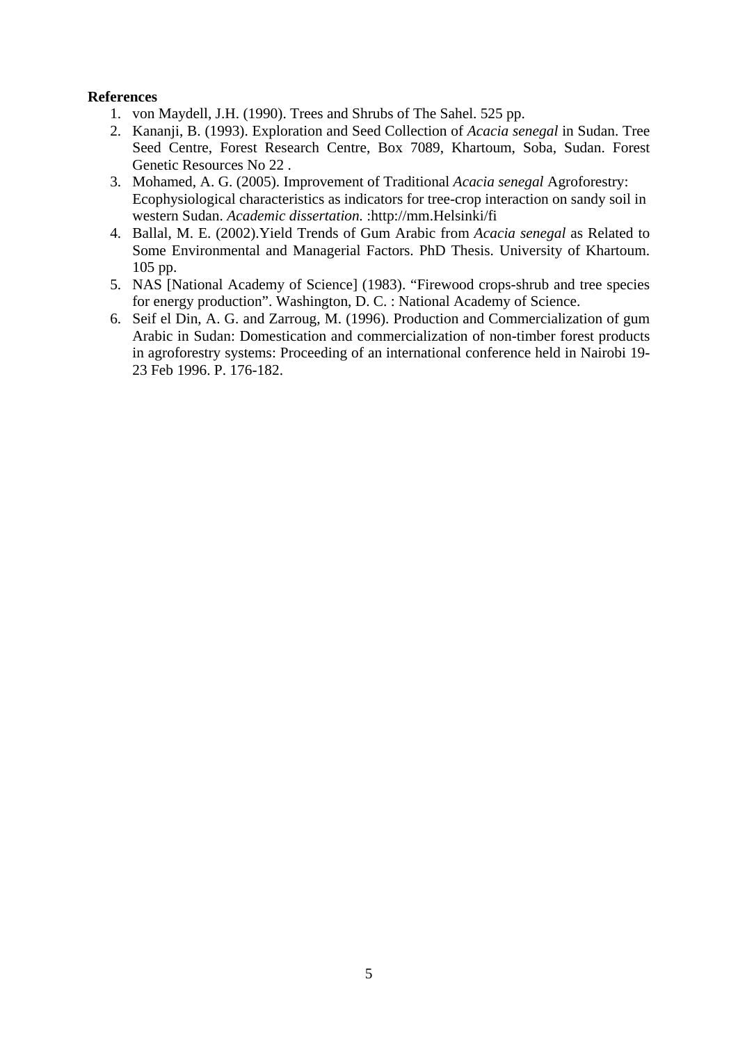**References**

1. von Maydell, J.H. (1990). Trees and Shrubs of The Sahel. 525 pp.
2. Kananji, B. (1993). Exploration and Seed Collection of *Acacia senegal* in Sudan. Tree Seed Centre, Forest Research Centre, Box 7089, Khartoum, Soba, Sudan. Forest Genetic Resources No 22 .
3. Mohamed, A. G. (2005). Improvement of Traditional *Acacia senegal* Agroforestry: Ecophysiological characteristics as indicators for tree-crop interaction on sandy soil in western Sudan. *Academic dissertation.* :http://mm.Helsinki/fi
4. Ballal, M. E. (2002).Yield Trends of Gum Arabic from *Acacia senegal* as Related to Some Environmental and Managerial Factors. PhD Thesis. University of Khartoum. 105 pp.
5. NAS [National Academy of Science] (1983). "Firewood crops-shrub and tree species for energy production". Washington, D. C. : National Academy of Science.
6. Seif el Din, A. G. and Zarroug, M. (1996). Production and Commercialization of gum Arabic in Sudan: Domestication and commercialization of non-timber forest products in agroforestry systems: Proceeding of an international conference held in Nairobi 19-23 Feb 1996. P. 176-182.